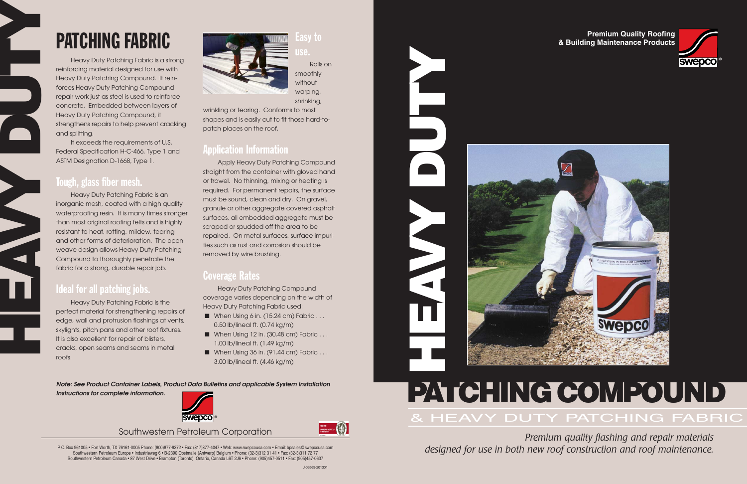# HEAVY DUTY

## PATCHING FABRIC

Heavy Duty Patching Fabric is a strong reinforcing material designed for use with Heavy Duty Patching Compound. It reinforces Heavy Duty Patching Compound repair work just as steel is used to reinforce concrete. Embedded between layers of Heavy Duty Patching Compound, it strengthens repairs to help prevent cracking and splitting.

It exceeds the requirements of U.S. Federal Specification H-C-466, Type 1 and ASTM Designation D-1668, Type 1.

### Tough, glass fiber mesh.

Heavy Duty Patching Fabric is an inorganic mesh, coated with a high quality waterproofing resin. It is many times stronger than most original roofing felts and is highly resistant to heat, rotting, mildew, tearing and other forms of deterioration. The open weave design allows Heavy Duty Patching Compound to thoroughly penetrate the fabric for a strong, durable repair job.

### Ideal for all patching jobs.

Heavy Duty Patching Fabric is the perfect material for strengthening repairs of edge, wall and protrusion flashings at vents, skylights, pitch pans and other roof fixtures. It is also excellent for repair of blisters, cracks, open seams and seams in metal roofs.

### Easy to use.

Rolls on smoothly without warping, shrinking, wrinkling or tearing. Conforms to most shapes and is easily cut to fit those hard-to-patch places on the roof.

### Application Information

Apply Heavy Duty Patching Compound straight from the container with gloved hand or trowel. No thinning, mixing or heating is required. For permanent repairs, the surface must be sound, clean and dry. On gravel, granule or other aggregate covered asphalt surfaces, all embedded aggregate must be scraped or spudded off the area to be repaired. On metal surfaces, surface impurities such as rust and corrosion should be removed by wire brushing.

### Coverage Rates

Heavy Duty Patching Compound coverage varies depending on the width of Heavy Duty Patching Fabric used:

- When Using 6 in. (15.24 cm) Fabric . . . 0.50 lb/lineal ft. (0.74 kg/m)
- When Using 12 in. (30.48 cm) Fabric . . . 1.00 lb/lineal ft. (1.49 kg/m)
- When Using 36 in. (91.44 cm) Fabric . . . 3.00 lb/lineal ft. (4.46 kg/m)

***Note: See Product Container Labels, Product Data Bulletins and applicable System Installation Instructions for complete information.***

swepco®

Southwestern Petroleum Corporation

P.O. Box 961005 • Fort Worth, TX 76161-0005 Phone: (800)877-9372 • Fax: (817)877-4047 • Web: www.swepcousa.com • Email: bpsales@swepcousa.com
Southwestern Petroleum Europe • Industrieweg 6 • B-2390 Oostmalle (Antwerp) Belgium • Phone: (32-3)312 31 41 • Fax: (32-3)311 72 77
Southwestern Petroleum Canada • 87 West Drive • Brampton (Toronto), Ontario, Canada L6T 2J6 • Phone: (905)457-0511 • Fax: (905)457-0637

J-03569-201301

**Premium Quality Roofing & Building Maintenance Products**

swepco®

# HEAVY DUTY PATCHING COMPOUND

## & HEAVY DUTY PATCHING FABRIC

*Premium quality flashing and repair materials designed for use in both new roof construction and roof maintenance.*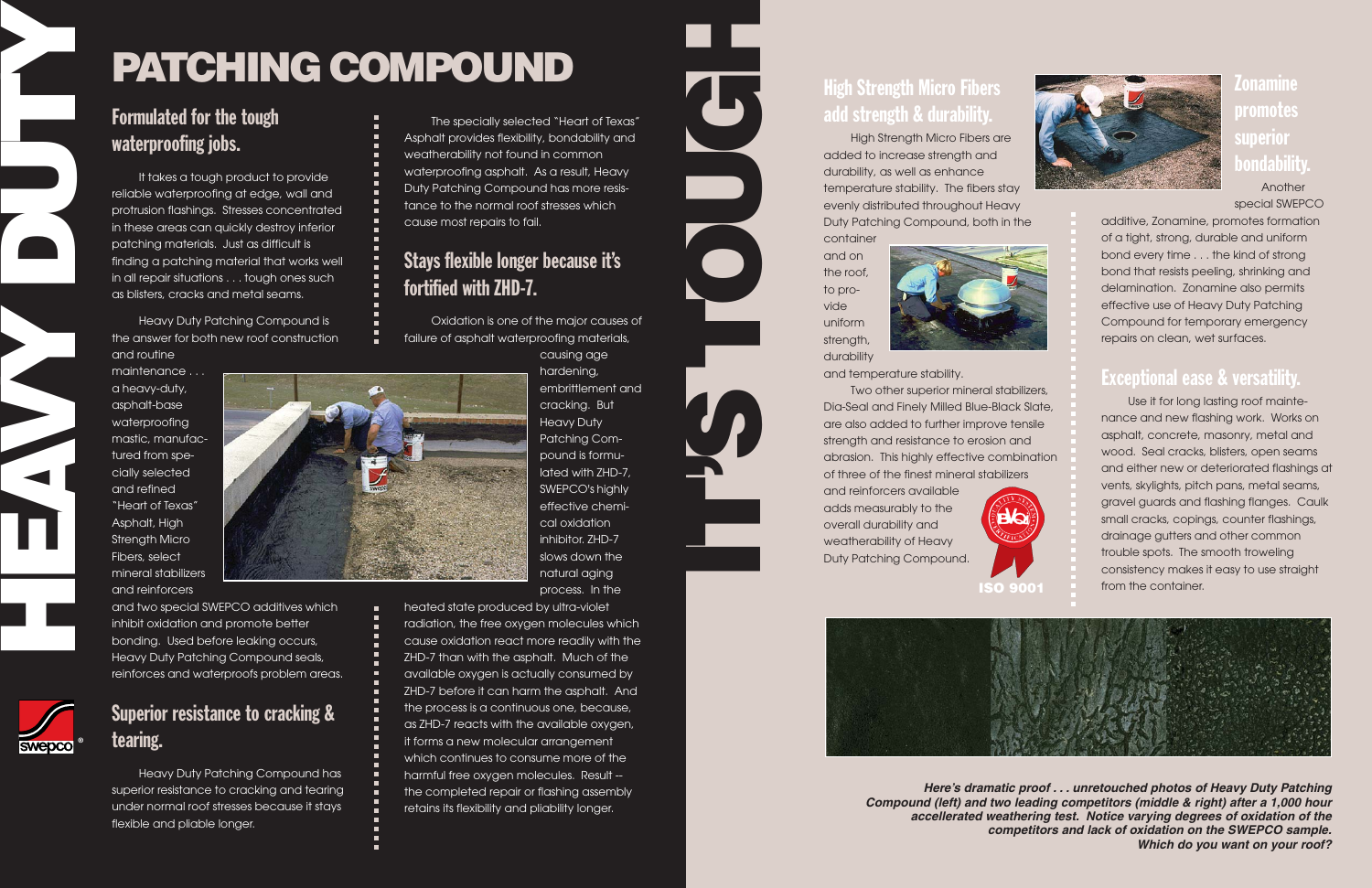# HEAVY DUTY PATCHING COMPOUND

## Formulated for the tough waterproofing jobs.

It takes a tough product to provide reliable waterproofing at edge, wall and protrusion flashings. Stresses concentrated in these areas can quickly destroy inferior patching materials. Just as difficult is finding a patching material that works well in all repair situations . . . tough ones such as blisters, cracks and metal seams.

Heavy Duty Patching Compound is the answer for both new roof construction and routine maintenance . . . a heavy-duty, asphalt-base waterproofing mastic, manufactured from specially selected and refined "Heart of Texas" Asphalt, High Strength Micro Fibers, select mineral stabilizers and reinforcers and two special SWEPCO additives which inhibit oxidation and promote better bonding. Used before leaking occurs, Heavy Duty Patching Compound seals, reinforces and waterproofs problem areas.

## Superior resistance to cracking & tearing.

Heavy Duty Patching Compound has superior resistance to cracking and tearing under normal roof stresses because it stays flexible and pliable longer.

The specially selected "Heart of Texas" Asphalt provides flexibility, bondability and weatherability not found in common waterproofing asphalt. As a result, Heavy Duty Patching Compound has more resistance to the normal roof stresses which cause most repairs to fail.

## Stays flexible longer because it's fortified with ZHD-7.

Oxidation is one of the major causes of failure of asphalt waterproofing materials, causing age hardening, embrittlement and cracking. But Heavy Duty Patching Compound is formulated with ZHD-7, SWEPCO's highly effective chemical oxidation inhibitor. ZHD-7 slows down the natural aging process. In the heated state produced by ultra-violet radiation, the free oxygen molecules which cause oxidation react more readily with the ZHD-7 than with the asphalt. Much of the available oxygen is actually consumed by ZHD-7 before it can harm the asphalt. And the process is a continuous one, because, as ZHD-7 reacts with the available oxygen, it forms a new molecular arrangement which continues to consume more of the harmful free oxygen molecules. Result -- the completed repair or flashing assembly retains its flexibility and pliability longer.

# IT'S TOUGH

## High Strength Micro Fibers add strength & durability.

High Strength Micro Fibers are added to increase strength and durability, as well as enhance temperature stability. The fibers stay evenly distributed throughout Heavy Duty Patching Compound, both in the container and on the roof, to provide uniform strength, durability and temperature stability.

Two other superior mineral stabilizers, Dia-Seal and Finely Milled Blue-Black Slate, are also added to further improve tensile strength and resistance to erosion and abrasion. This highly effective combination of three of the finest mineral stabilizers and reinforcers available adds measurably to the overall durability and weatherability of Heavy Duty Patching Compound.

ISO 9001

## Zonamine promotes superior bondability.

Another special SWEPCO additive, Zonamine, promotes formation of a tight, strong, durable and uniform bond every time . . . the kind of strong bond that resists peeling, shrinking and delamination. Zonamine also permits effective use of Heavy Duty Patching Compound for temporary emergency repairs on clean, wet surfaces.

## Exceptional ease & versatility.

Use it for long lasting roof maintenance and new flashing work. Works on asphalt, concrete, masonry, metal and wood. Seal cracks, blisters, open seams and either new or deteriorated flashings at vents, skylights, pitch pans, metal seams, gravel guards and flashing flanges. Caulk small cracks, copings, counter flashings, drainage gutters and other common trouble spots. The smooth troweling consistency makes it easy to use straight from the container.

***Here's dramatic proof . . . unretouched photos of Heavy Duty Patching Compound (left) and two leading competitors (middle & right) after a 1,000 hour accellerated weathering test. Notice varying degrees of oxidation of the competitors and lack of oxidation on the SWEPCO sample. Which do you want on your roof?***